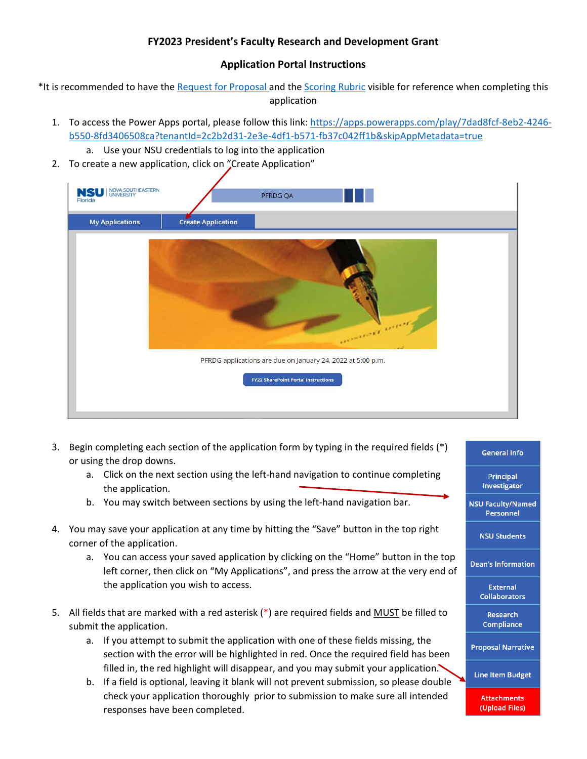**FY2023 President's Faculty Research and Development Grant**

**Application Portal Instructions**

*It is recommended to have the Request for Proposal and the Scoring Rubric visible for reference when completing this application

1. To access the Power Apps portal, please follow this link: https://apps.powerapps.com/play/7dad8fcf-8eb2-4246-b550-8fd3406508ca?tenantId=2c2b2d31-2e3e-4df1-b571-fb37c042ff1b&skipAppMetadata=true
   a. Use your NSU credentials to log into the application
2. To create a new application, click on "Create Application"

NSU Florida | NOVA SOUTHEASTERN UNIVERSITY — PFRDG QA

My Applications | Create Application

PFRDG applications are due on January 24, 2022 at 5:00 p.m.

FY22 SharePoint Portal Instructions

3. Begin completing each section of the application form by typing in the required fields (*) or using the drop downs.
   a. Click on the next section using the left-hand navigation to continue completing the application.
   b. You may switch between sections by using the left-hand navigation bar.
4. You may save your application at any time by hitting the "Save" button in the top right corner of the application.
   a. You can access your saved application by clicking on the "Home" button in the top left corner, then click on "My Applications", and press the arrow at the very end of the application you wish to access.
5. All fields that are marked with a red asterisk (*) are required fields and MUST be filled to submit the application.
   a. If you attempt to submit the application with one of these fields missing, the section with the error will be highlighted in red. Once the required field has been filled in, the red highlight will disappear, and you may submit your application.
   b. If a field is optional, leaving it blank will not prevent submission, so please double check your application thoroughly prior to submission to make sure all intended responses have been completed.

- General Info
- Principal Investigator
- NSU Faculty/Named Personnel
- NSU Students
- Dean's Information
- External Collaborators
- Research Compliance
- Proposal Narrative
- Line Item Budget
- Attachments (Upload Files)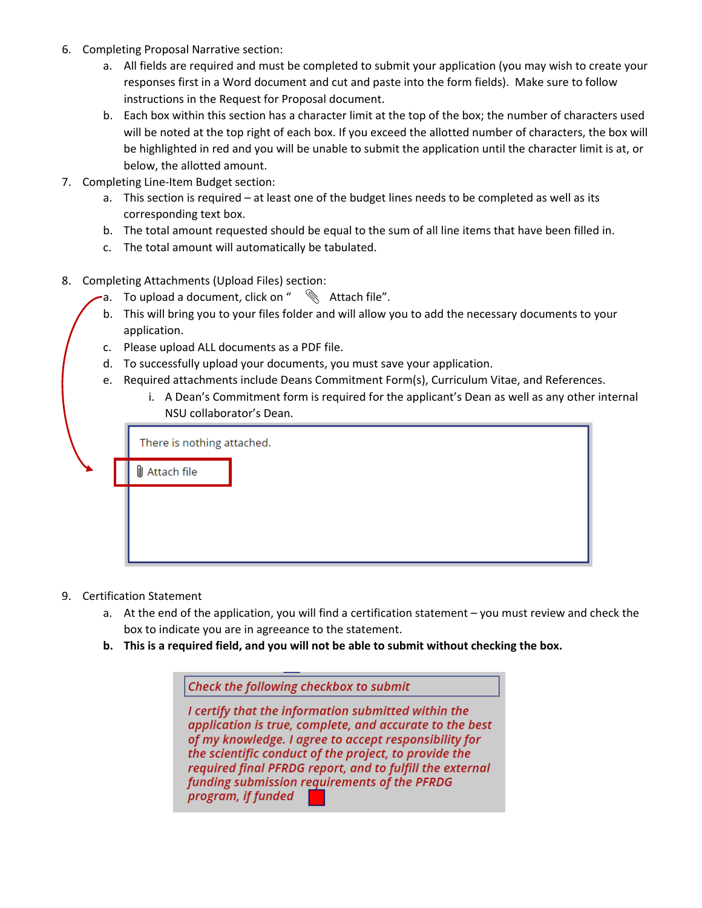6. Completing Proposal Narrative section:
   a. All fields are required and must be completed to submit your application (you may wish to create your responses first in a Word document and cut and paste into the form fields). Make sure to follow instructions in the Request for Proposal document.
   b. Each box within this section has a character limit at the top of the box; the number of characters used will be noted at the top right of each box. If you exceed the allotted number of characters, the box will be highlighted in red and you will be unable to submit the application until the character limit is at, or below, the allotted amount.
7. Completing Line-Item Budget section:
   a. This section is required – at least one of the budget lines needs to be completed as well as its corresponding text box.
   b. The total amount requested should be equal to the sum of all line items that have been filled in.
   c. The total amount will automatically be tabulated.

8. Completing Attachments (Upload Files) section:
   a. To upload a document, click on " Attach file".
   b. This will bring you to your files folder and will allow you to add the necessary documents to your application.
   c. Please upload ALL documents as a PDF file.
   d. To successfully upload your documents, you must save your application.
   e. Required attachments include Deans Commitment Form(s), Curriculum Vitae, and References.
      i. A Dean's Commitment form is required for the applicant's Dean as well as any other internal NSU collaborator's Dean.

There is nothing attached.

Attach file

9. Certification Statement
   a. At the end of the application, you will find a certification statement – you must review and check the box to indicate you are in agreeance to the statement.
   **b. This is a required field, and you will not be able to submit without checking the box.**

*Check the following checkbox to submit*

*I certify that the information submitted within the application is true, complete, and accurate to the best of my knowledge. I agree to accept responsibility for the scientific conduct of the project, to provide the required final PFRDG report, and to fulfill the external funding submission requirements of the PFRDG program, if funded*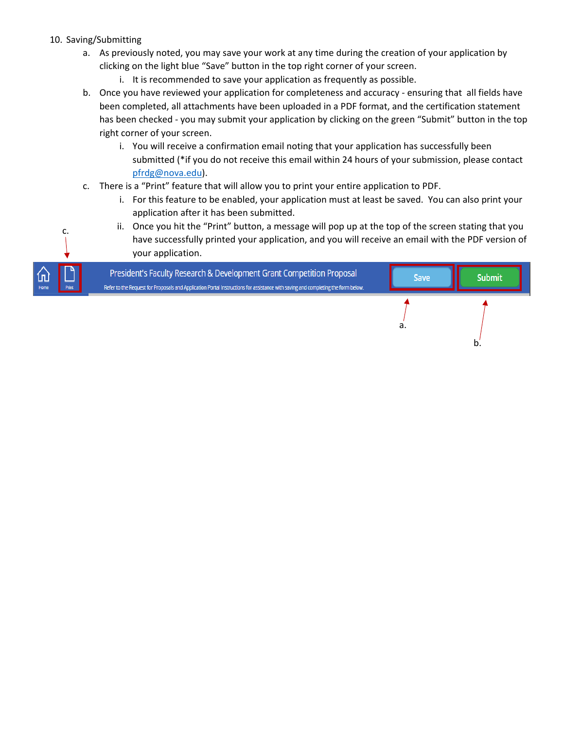10. Saving/Submitting
    a. As previously noted, you may save your work at any time during the creation of your application by clicking on the light blue "Save" button in the top right corner of your screen.
        i. It is recommended to save your application as frequently as possible.
    b. Once you have reviewed your application for completeness and accuracy - ensuring that all fields have been completed, all attachments have been uploaded in a PDF format, and the certification statement has been checked - you may submit your application by clicking on the green "Submit" button in the top right corner of your screen.
        i. You will receive a confirmation email noting that your application has successfully been submitted (*if you do not receive this email within 24 hours of your submission, please contact pfrdg@nova.edu).
    c. There is a "Print" feature that will allow you to print your entire application to PDF.
        i. For this feature to be enabled, your application must at least be saved. You can also print your application after it has been submitted.
        ii. Once you hit the "Print" button, a message will pop up at the top of the screen stating that you have successfully printed your application, and you will receive an email with the PDF version of your application.

c.

Home Print

President's Faculty Research & Development Grant Competition Proposal

Refer to the Request for Proposals and Application Portal Instructions for assistance with saving and completing the form below.

Save Submit

a.

b.